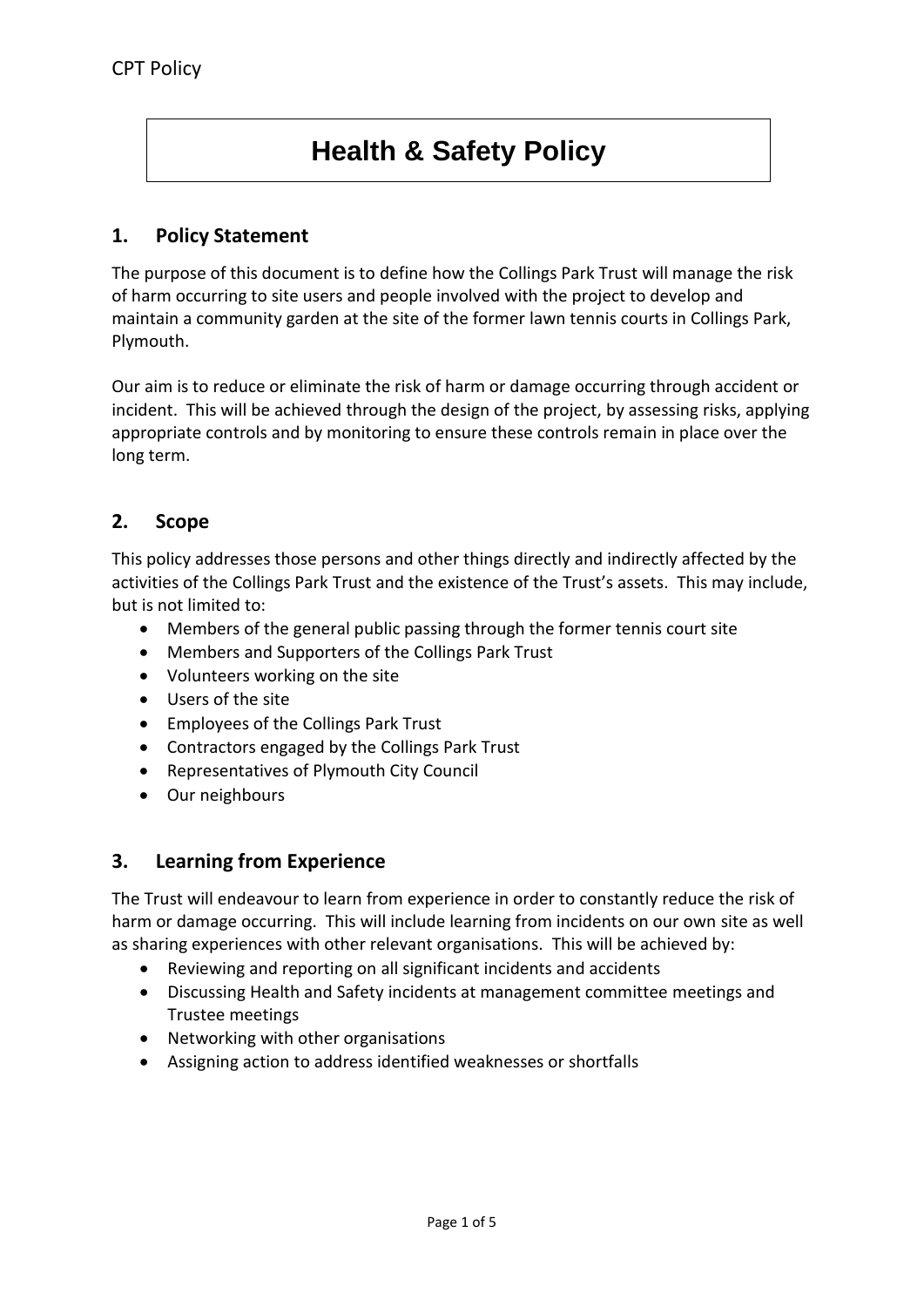# Health & Safety Policy

## 1. Policy Statement

The purpose of this document is to define how the Collings Park Trust will manage the risk of harm occurring to site users and people involved with the project to develop and maintain a community garden at the site of the former lawn tennis courts in Collings Park, Plymouth.

Our aim is to reduce or eliminate the risk of harm or damage occurring through accident or incident. This will be achieved through the design of the project, by assessing risks, applying appropriate controls and by monitoring to ensure these controls remain in place over the long term.

## 2. Scope

This policy addresses those persons and other things directly and indirectly affected by the activities of the Collings Park Trust and the existence of the Trust's assets. This may include, but is not limited to:

- Members of the general public passing through the former tennis court site
- Members and Supporters of the Collings Park Trust
- Volunteers working on the site
- Users of the site
- Employees of the Collings Park Trust
- Contractors engaged by the Collings Park Trust
- Representatives of Plymouth City Council
- Our neighbours

## 3. Learning from Experience

The Trust will endeavour to learn from experience in order to constantly reduce the risk of harm or damage occurring. This will include learning from incidents on our own site as well as sharing experiences with other relevant organisations. This will be achieved by:

- Reviewing and reporting on all significant incidents and accidents
- Discussing Health and Safety incidents at management committee meetings and Trustee meetings
- Networking with other organisations
- Assigning action to address identified weaknesses or shortfalls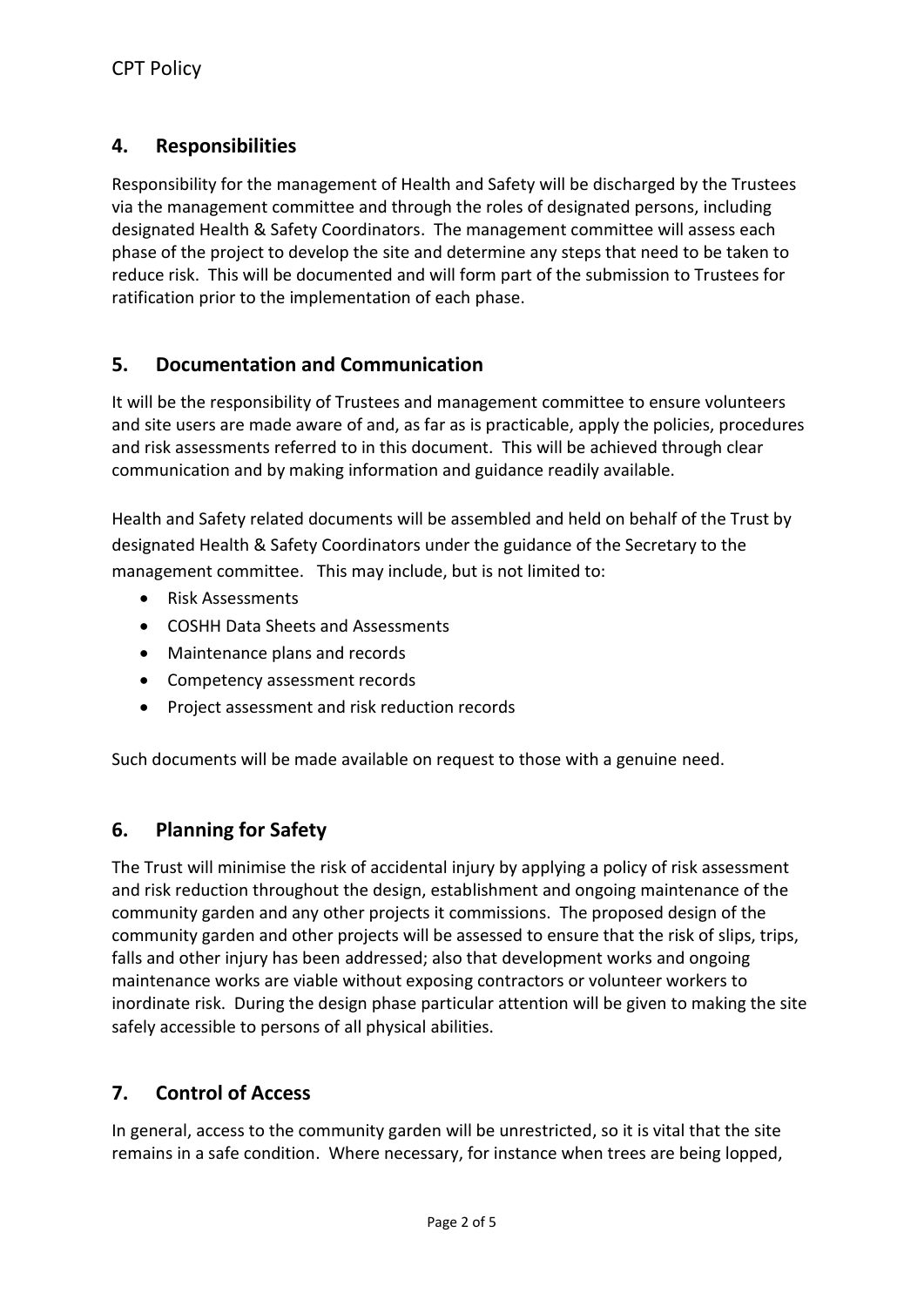## 4. Responsibilities

Responsibility for the management of Health and Safety will be discharged by the Trustees via the management committee and through the roles of designated persons, including designated Health & Safety Coordinators. The management committee will assess each phase of the project to develop the site and determine any steps that need to be taken to reduce risk. This will be documented and will form part of the submission to Trustees for ratification prior to the implementation of each phase.

## 5. Documentation and Communication

It will be the responsibility of Trustees and management committee to ensure volunteers and site users are made aware of and, as far as is practicable, apply the policies, procedures and risk assessments referred to in this document. This will be achieved through clear communication and by making information and guidance readily available.

Health and Safety related documents will be assembled and held on behalf of the Trust by designated Health & Safety Coordinators under the guidance of the Secretary to the management committee. This may include, but is not limited to:

- Risk Assessments
- COSHH Data Sheets and Assessments
- Maintenance plans and records
- Competency assessment records
- Project assessment and risk reduction records

Such documents will be made available on request to those with a genuine need.

## 6. Planning for Safety

The Trust will minimise the risk of accidental injury by applying a policy of risk assessment and risk reduction throughout the design, establishment and ongoing maintenance of the community garden and any other projects it commissions. The proposed design of the community garden and other projects will be assessed to ensure that the risk of slips, trips, falls and other injury has been addressed; also that development works and ongoing maintenance works are viable without exposing contractors or volunteer workers to inordinate risk. During the design phase particular attention will be given to making the site safely accessible to persons of all physical abilities.

## 7. Control of Access

In general, access to the community garden will be unrestricted, so it is vital that the site remains in a safe condition. Where necessary, for instance when trees are being lopped,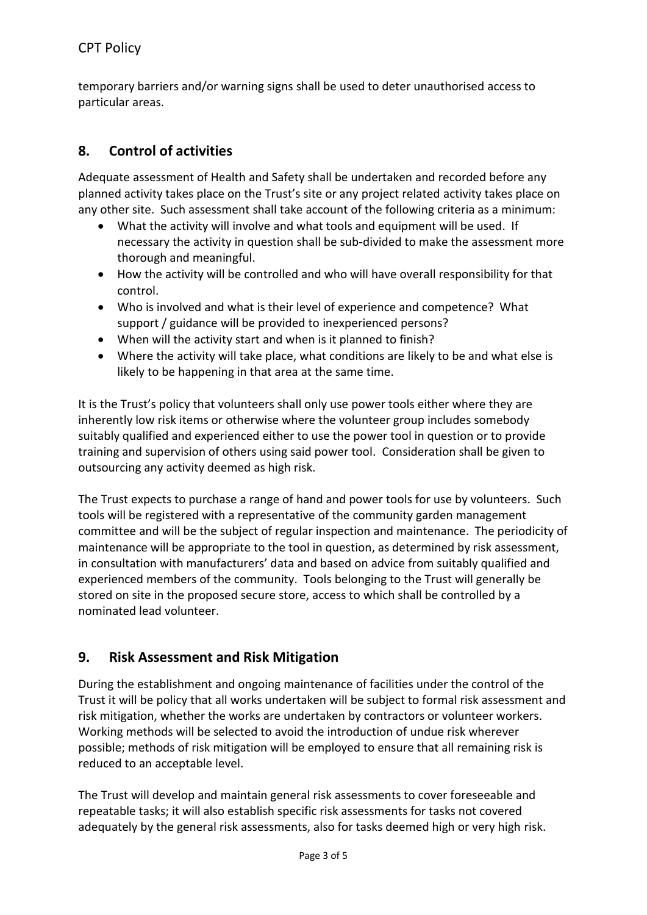temporary barriers and/or warning signs shall be used to deter unauthorised access to particular areas.

## 8. Control of activities

Adequate assessment of Health and Safety shall be undertaken and recorded before any planned activity takes place on the Trust's site or any project related activity takes place on any other site. Such assessment shall take account of the following criteria as a minimum:

- What the activity will involve and what tools and equipment will be used. If necessary the activity in question shall be sub-divided to make the assessment more thorough and meaningful.
- How the activity will be controlled and who will have overall responsibility for that control.
- Who is involved and what is their level of experience and competence? What support / guidance will be provided to inexperienced persons?
- When will the activity start and when is it planned to finish?
- Where the activity will take place, what conditions are likely to be and what else is likely to be happening in that area at the same time.

It is the Trust's policy that volunteers shall only use power tools either where they are inherently low risk items or otherwise where the volunteer group includes somebody suitably qualified and experienced either to use the power tool in question or to provide training and supervision of others using said power tool. Consideration shall be given to outsourcing any activity deemed as high risk.

The Trust expects to purchase a range of hand and power tools for use by volunteers. Such tools will be registered with a representative of the community garden management committee and will be the subject of regular inspection and maintenance. The periodicity of maintenance will be appropriate to the tool in question, as determined by risk assessment, in consultation with manufacturers' data and based on advice from suitably qualified and experienced members of the community. Tools belonging to the Trust will generally be stored on site in the proposed secure store, access to which shall be controlled by a nominated lead volunteer.

## 9. Risk Assessment and Risk Mitigation

During the establishment and ongoing maintenance of facilities under the control of the Trust it will be policy that all works undertaken will be subject to formal risk assessment and risk mitigation, whether the works are undertaken by contractors or volunteer workers. Working methods will be selected to avoid the introduction of undue risk wherever possible; methods of risk mitigation will be employed to ensure that all remaining risk is reduced to an acceptable level.

The Trust will develop and maintain general risk assessments to cover foreseeable and repeatable tasks; it will also establish specific risk assessments for tasks not covered adequately by the general risk assessments, also for tasks deemed high or very high risk.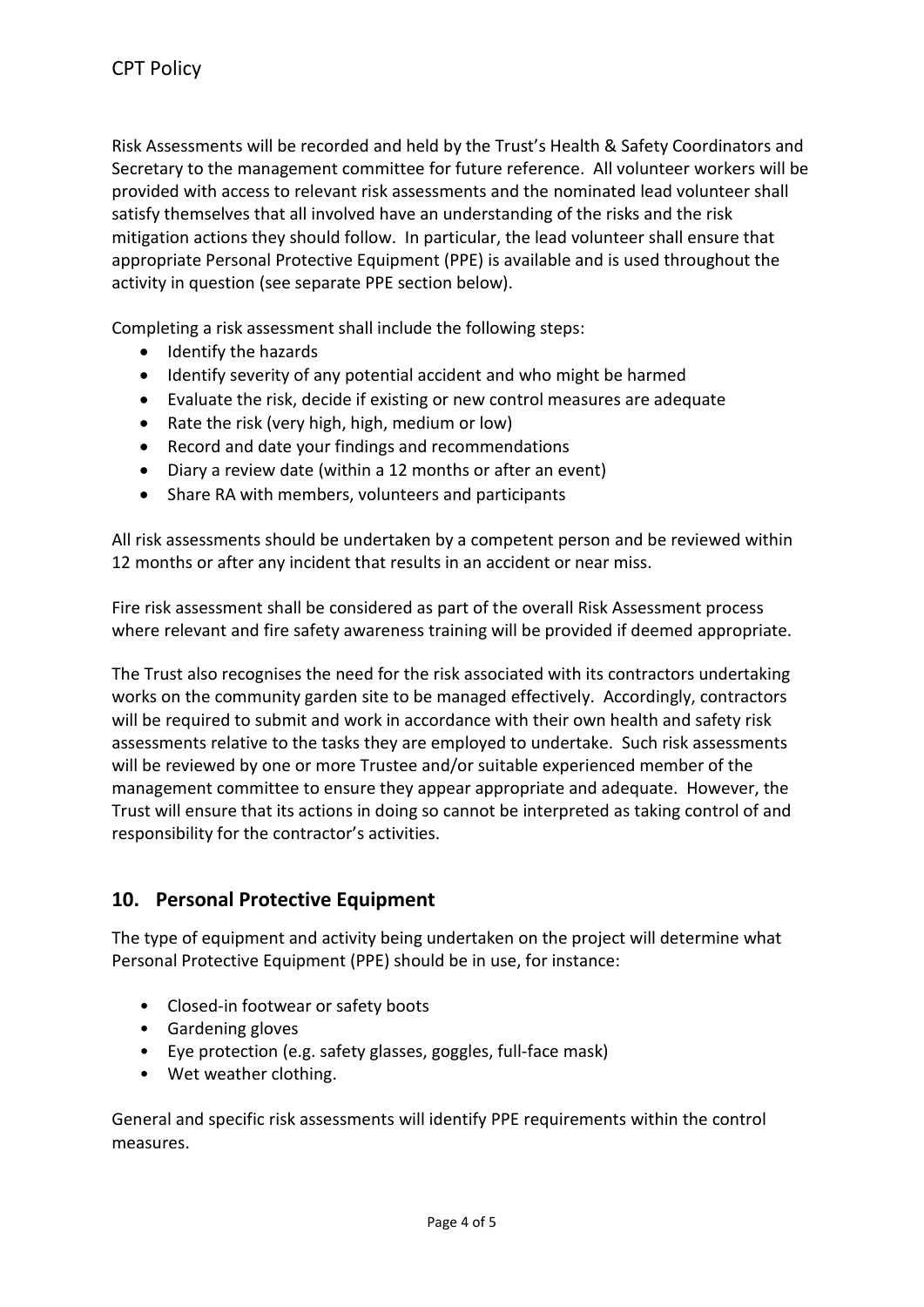Risk Assessments will be recorded and held by the Trust's Health & Safety Coordinators and Secretary to the management committee for future reference. All volunteer workers will be provided with access to relevant risk assessments and the nominated lead volunteer shall satisfy themselves that all involved have an understanding of the risks and the risk mitigation actions they should follow. In particular, the lead volunteer shall ensure that appropriate Personal Protective Equipment (PPE) is available and is used throughout the activity in question (see separate PPE section below).

Completing a risk assessment shall include the following steps:

- Identify the hazards
- Identify severity of any potential accident and who might be harmed
- Evaluate the risk, decide if existing or new control measures are adequate
- Rate the risk (very high, high, medium or low)
- Record and date your findings and recommendations
- Diary a review date (within a 12 months or after an event)
- Share RA with members, volunteers and participants

All risk assessments should be undertaken by a competent person and be reviewed within 12 months or after any incident that results in an accident or near miss.

Fire risk assessment shall be considered as part of the overall Risk Assessment process where relevant and fire safety awareness training will be provided if deemed appropriate.

The Trust also recognises the need for the risk associated with its contractors undertaking works on the community garden site to be managed effectively. Accordingly, contractors will be required to submit and work in accordance with their own health and safety risk assessments relative to the tasks they are employed to undertake. Such risk assessments will be reviewed by one or more Trustee and/or suitable experienced member of the management committee to ensure they appear appropriate and adequate. However, the Trust will ensure that its actions in doing so cannot be interpreted as taking control of and responsibility for the contractor's activities.

## 10. Personal Protective Equipment

The type of equipment and activity being undertaken on the project will determine what Personal Protective Equipment (PPE) should be in use, for instance:

- Closed-in footwear or safety boots
- Gardening gloves
- Eye protection (e.g. safety glasses, goggles, full-face mask)
- Wet weather clothing.

General and specific risk assessments will identify PPE requirements within the control measures.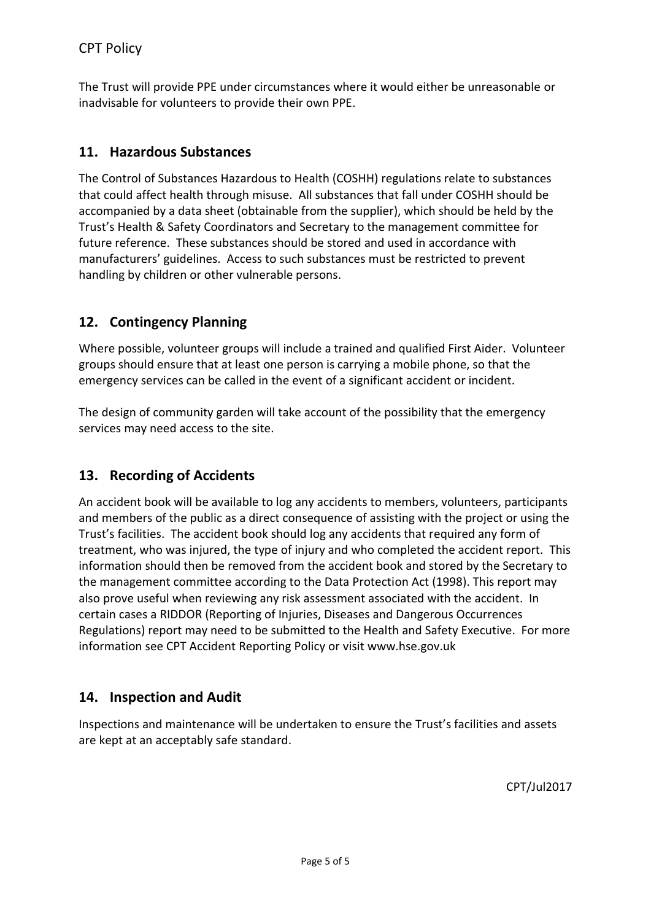The Trust will provide PPE under circumstances where it would either be unreasonable or inadvisable for volunteers to provide their own PPE.

## 11. Hazardous Substances

The Control of Substances Hazardous to Health (COSHH) regulations relate to substances that could affect health through misuse. All substances that fall under COSHH should be accompanied by a data sheet (obtainable from the supplier), which should be held by the Trust's Health & Safety Coordinators and Secretary to the management committee for future reference. These substances should be stored and used in accordance with manufacturers' guidelines. Access to such substances must be restricted to prevent handling by children or other vulnerable persons.

## 12. Contingency Planning

Where possible, volunteer groups will include a trained and qualified First Aider. Volunteer groups should ensure that at least one person is carrying a mobile phone, so that the emergency services can be called in the event of a significant accident or incident.

The design of community garden will take account of the possibility that the emergency services may need access to the site.

## 13. Recording of Accidents

An accident book will be available to log any accidents to members, volunteers, participants and members of the public as a direct consequence of assisting with the project or using the Trust's facilities. The accident book should log any accidents that required any form of treatment, who was injured, the type of injury and who completed the accident report. This information should then be removed from the accident book and stored by the Secretary to the management committee according to the Data Protection Act (1998). This report may also prove useful when reviewing any risk assessment associated with the accident. In certain cases a RIDDOR (Reporting of Injuries, Diseases and Dangerous Occurrences Regulations) report may need to be submitted to the Health and Safety Executive. For more information see CPT Accident Reporting Policy or visit www.hse.gov.uk

## 14. Inspection and Audit

Inspections and maintenance will be undertaken to ensure the Trust's facilities and assets are kept at an acceptably safe standard.

CPT/Jul2017